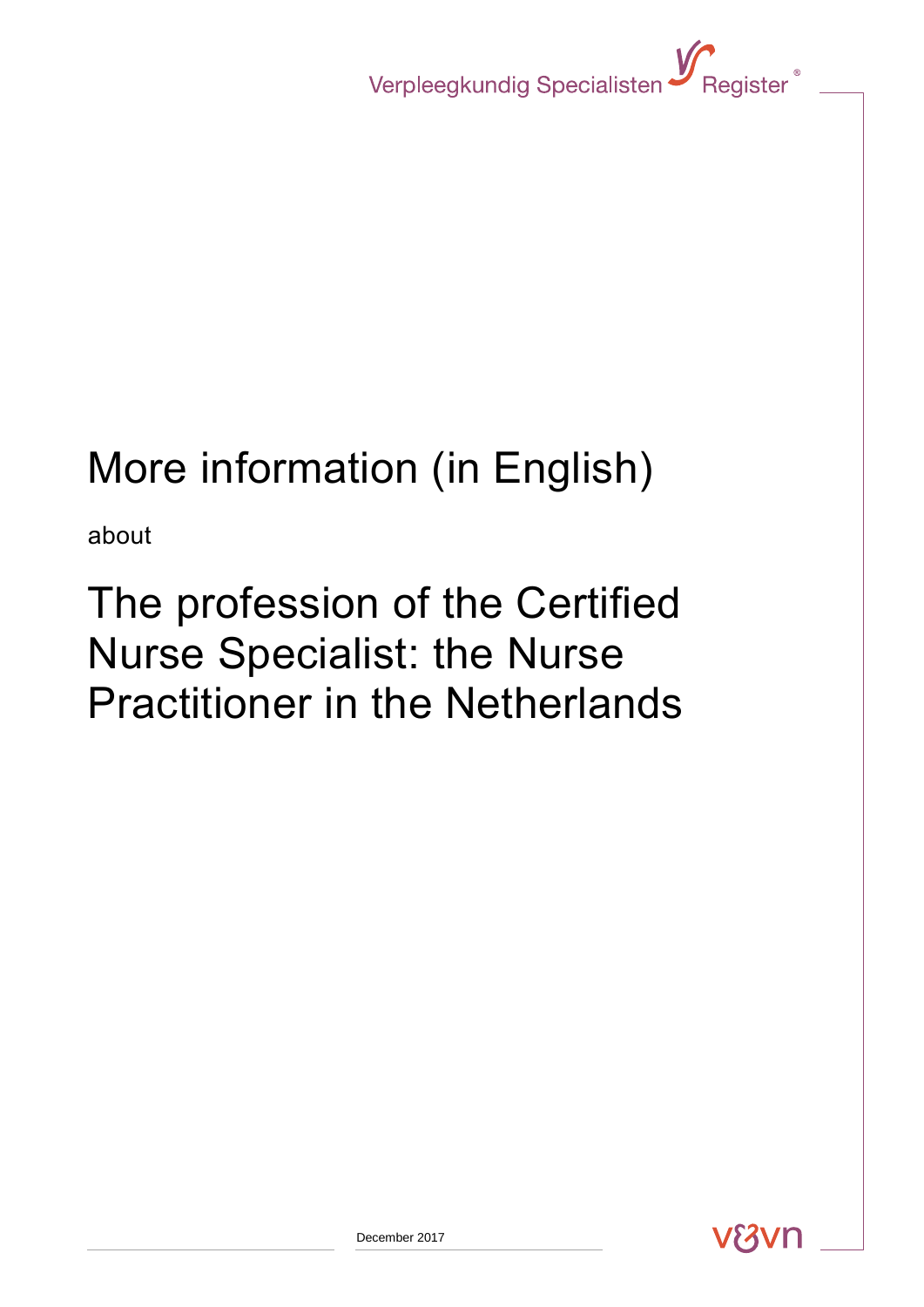Verpleegkundig Specialisten Register®

# More information (in English)

about

# The profession of the Certified Nurse Specialist: the Nurse Practitioner in the Netherlands

December 2017

v&vn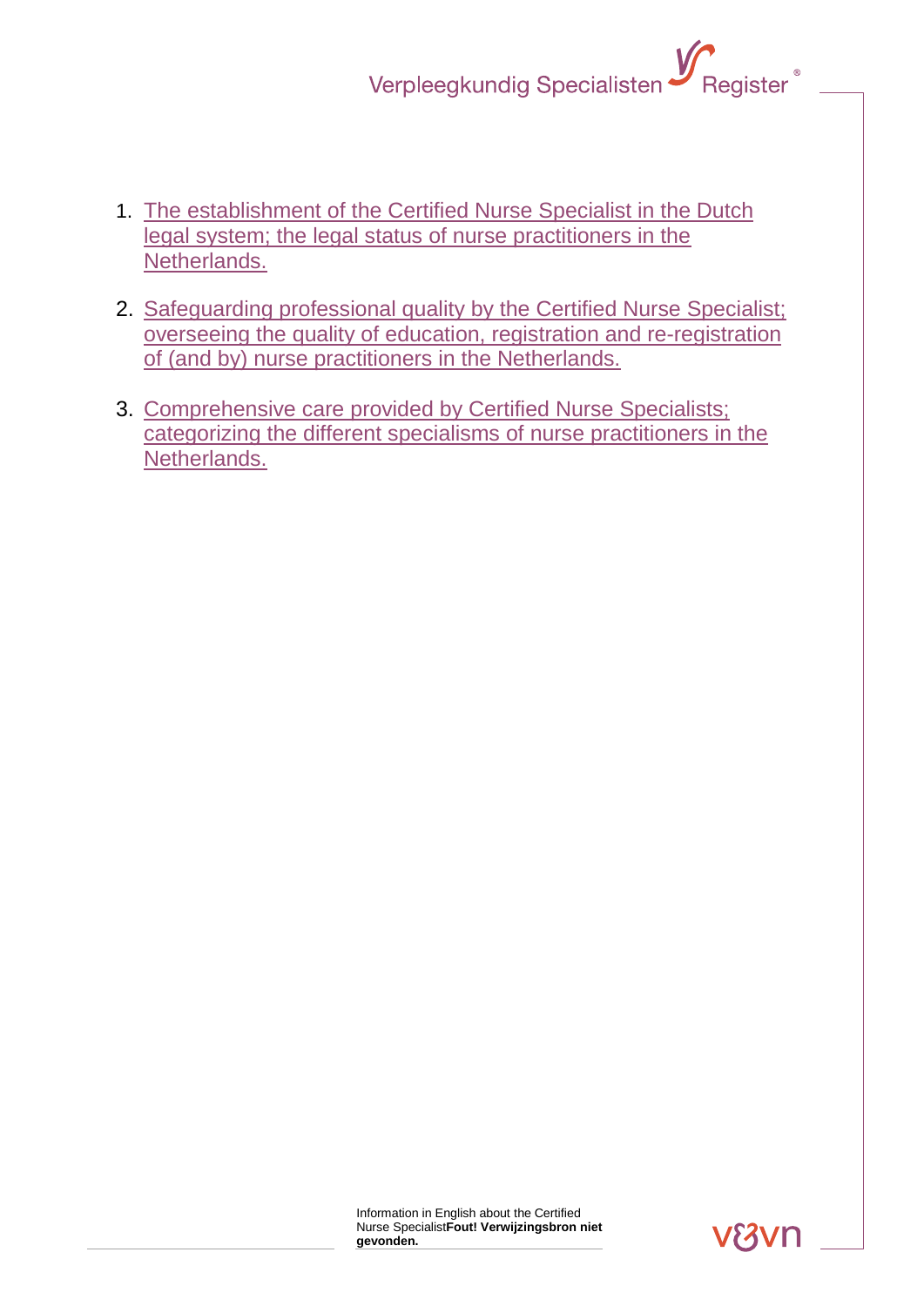1. The establishment of the Certified Nurse Specialist in the Dutch legal system; the legal status of nurse practitioners in the Netherlands.

2. Safeguarding professional quality by the Certified Nurse Specialist; overseeing the quality of education, registration and re-registration of (and by) nurse practitioners in the Netherlands.

3. Comprehensive care provided by Certified Nurse Specialists; categorizing the different specialisms of nurse practitioners in the Netherlands.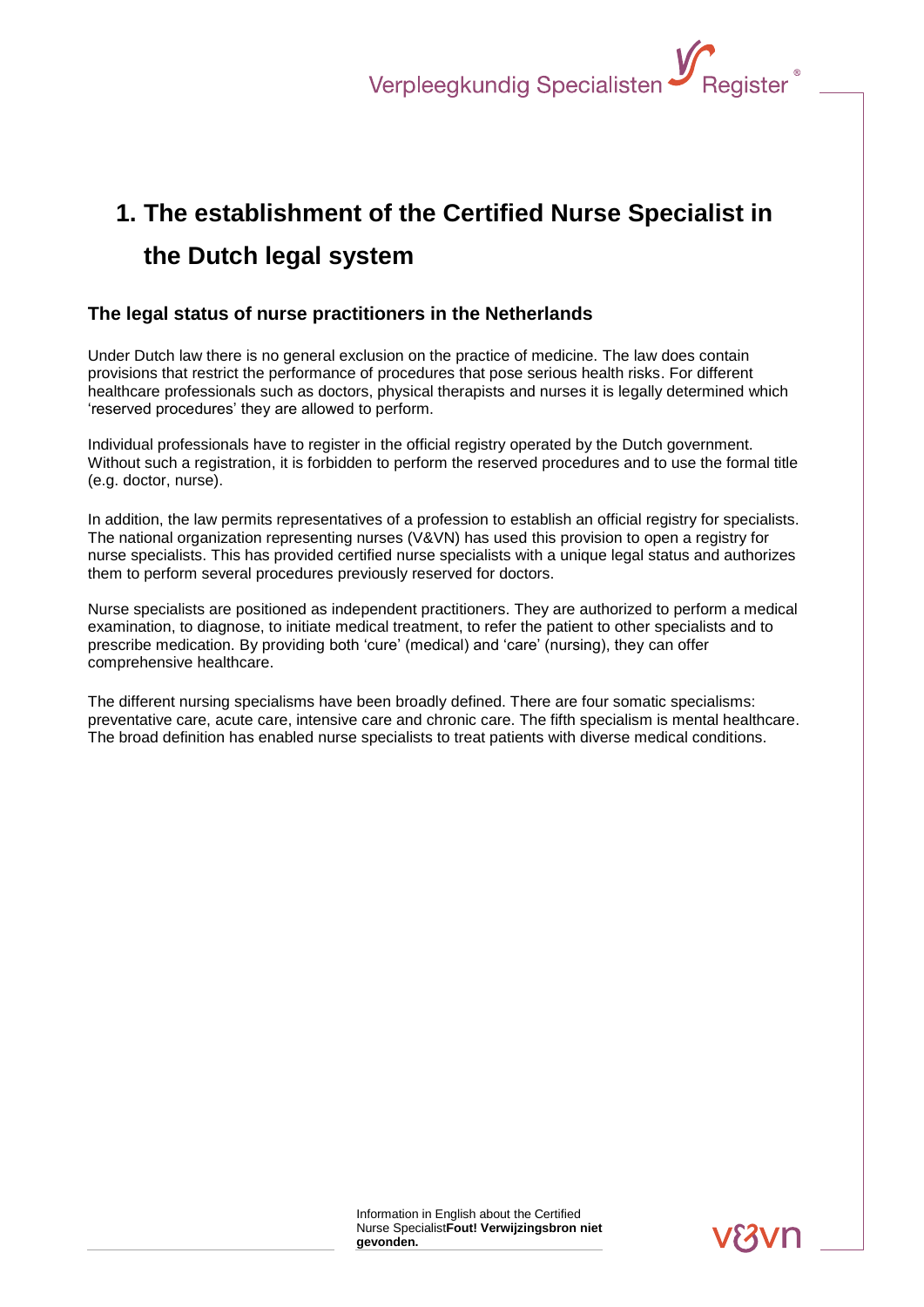# 1. The establishment of the Certified Nurse Specialist in the Dutch legal system

## The legal status of nurse practitioners in the Netherlands

Under Dutch law there is no general exclusion on the practice of medicine. The law does contain provisions that restrict the performance of procedures that pose serious health risks. For different healthcare professionals such as doctors, physical therapists and nurses it is legally determined which 'reserved procedures' they are allowed to perform.

Individual professionals have to register in the official registry operated by the Dutch government. Without such a registration, it is forbidden to perform the reserved procedures and to use the formal title (e.g. doctor, nurse).

In addition, the law permits representatives of a profession to establish an official registry for specialists. The national organization representing nurses (V&VN) has used this provision to open a registry for nurse specialists. This has provided certified nurse specialists with a unique legal status and authorizes them to perform several procedures previously reserved for doctors.

Nurse specialists are positioned as independent practitioners. They are authorized to perform a medical examination, to diagnose, to initiate medical treatment, to refer the patient to other specialists and to prescribe medication. By providing both 'cure' (medical) and 'care' (nursing), they can offer comprehensive healthcare.

The different nursing specialisms have been broadly defined. There are four somatic specialisms: preventative care, acute care, intensive care and chronic care. The fifth specialism is mental healthcare. The broad definition has enabled nurse specialists to treat patients with diverse medical conditions.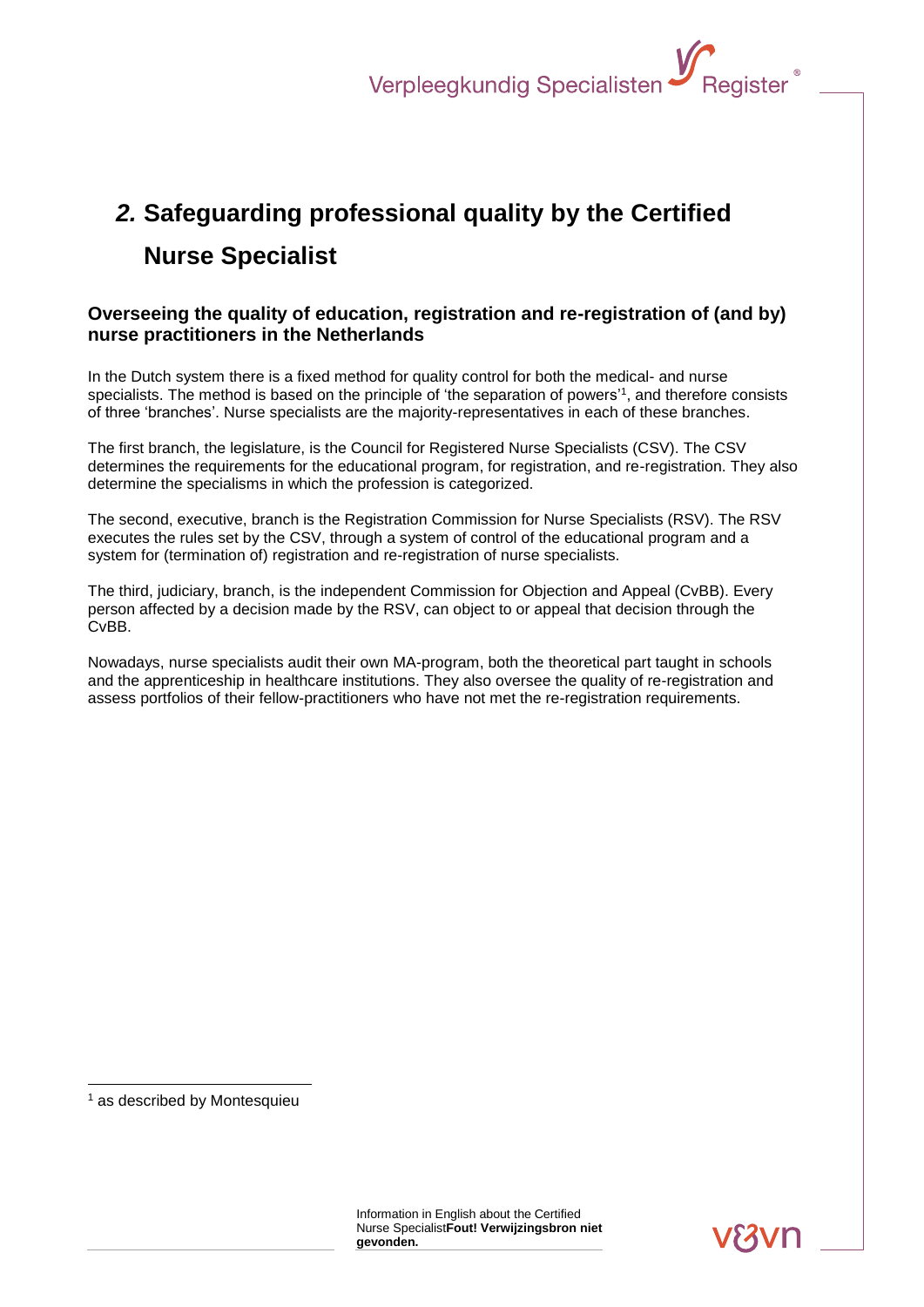# *2.* Safeguarding professional quality by the Certified Nurse Specialist

### Overseeing the quality of education, registration and re-registration of (and by) nurse practitioners in the Netherlands

In the Dutch system there is a fixed method for quality control for both the medical- and nurse specialists. The method is based on the principle of 'the separation of powers'[1], and therefore consists of three 'branches'. Nurse specialists are the majority-representatives in each of these branches.

The first branch, the legislature, is the Council for Registered Nurse Specialists (CSV). The CSV determines the requirements for the educational program, for registration, and re-registration. They also determine the specialisms in which the profession is categorized.

The second, executive, branch is the Registration Commission for Nurse Specialists (RSV). The RSV executes the rules set by the CSV, through a system of control of the educational program and a system for (termination of) registration and re-registration of nurse specialists.

The third, judiciary, branch, is the independent Commission for Objection and Appeal (CvBB). Every person affected by a decision made by the RSV, can object to or appeal that decision through the CvBB.

Nowadays, nurse specialists audit their own MA-program, both the theoretical part taught in schools and the apprenticeship in healthcare institutions. They also oversee the quality of re-registration and assess portfolios of their fellow-practitioners who have not met the re-registration requirements.

[1] as described by Montesquieu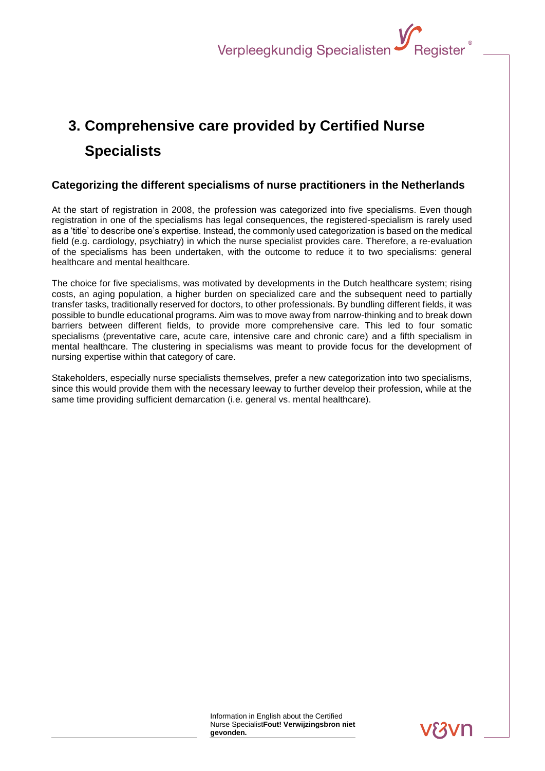# 3. Comprehensive care provided by Certified Nurse Specialists

## Categorizing the different specialisms of nurse practitioners in the Netherlands

At the start of registration in 2008, the profession was categorized into five specialisms. Even though registration in one of the specialisms has legal consequences, the registered-specialism is rarely used as a 'title' to describe one's expertise. Instead, the commonly used categorization is based on the medical field (e.g. cardiology, psychiatry) in which the nurse specialist provides care. Therefore, a re-evaluation of the specialisms has been undertaken, with the outcome to reduce it to two specialisms: general healthcare and mental healthcare.

The choice for five specialisms, was motivated by developments in the Dutch healthcare system; rising costs, an aging population, a higher burden on specialized care and the subsequent need to partially transfer tasks, traditionally reserved for doctors, to other professionals. By bundling different fields, it was possible to bundle educational programs. Aim was to move away from narrow-thinking and to break down barriers between different fields, to provide more comprehensive care. This led to four somatic specialisms (preventative care, acute care, intensive care and chronic care) and a fifth specialism in mental healthcare. The clustering in specialisms was meant to provide focus for the development of nursing expertise within that category of care.

Stakeholders, especially nurse specialists themselves, prefer a new categorization into two specialisms, since this would provide them with the necessary leeway to further develop their profession, while at the same time providing sufficient demarcation (i.e. general vs. mental healthcare).